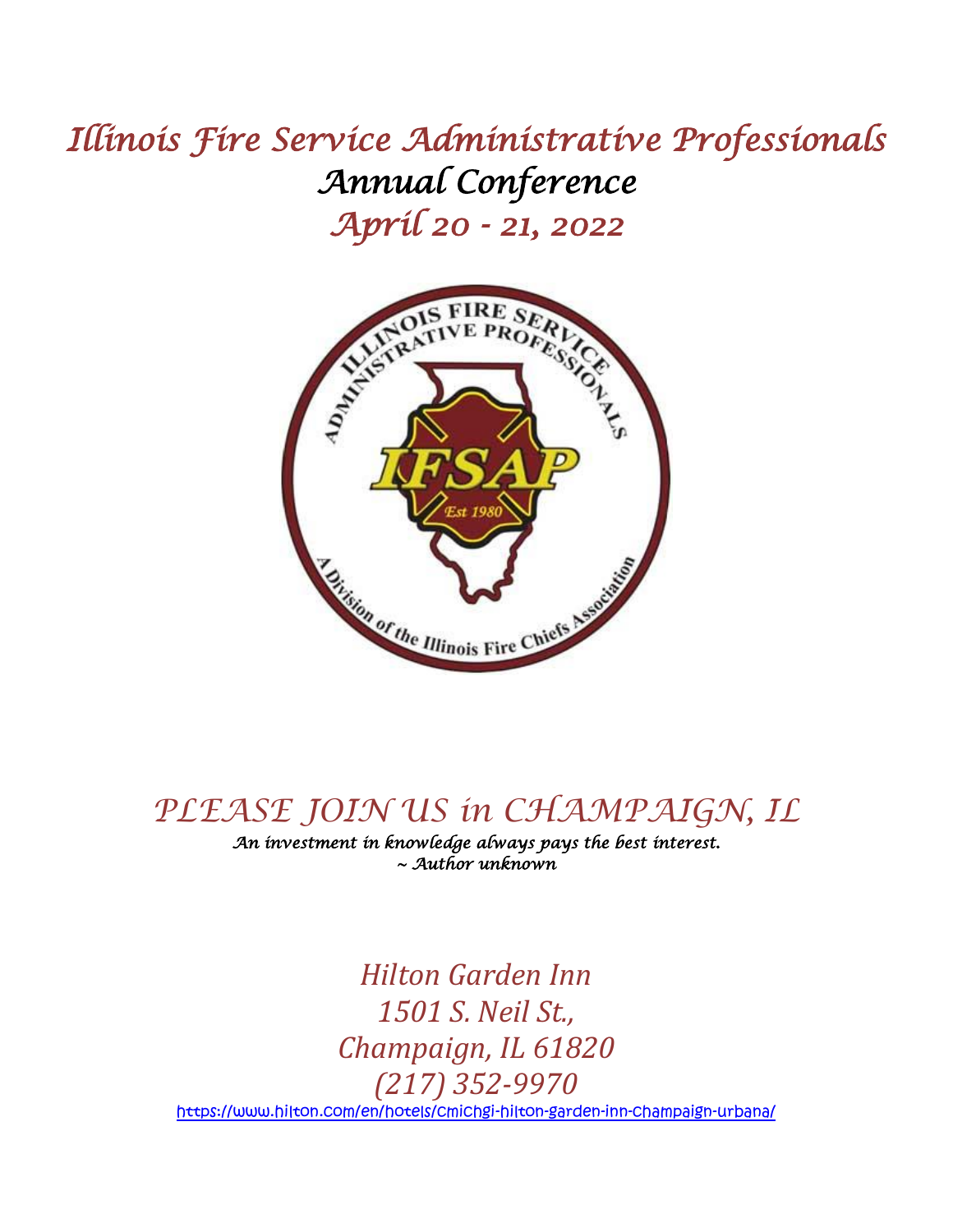# Illinois Fire Service Administrative Professionals

## Annual Conference

## April 20 - 21, 2022

## PLEASE JOIN US in CHAMPAIGN, IL

*An investment in knowledge always pays the best interest.*
*~ Author unknown*

*Hilton Garden Inn*
*1501 S. Neil St.,*
*Champaign, IL 61820*
*(217) 352-9970*

https://www.hilton.com/en/hotels/cmichgi-hilton-garden-inn-champaign-urbana/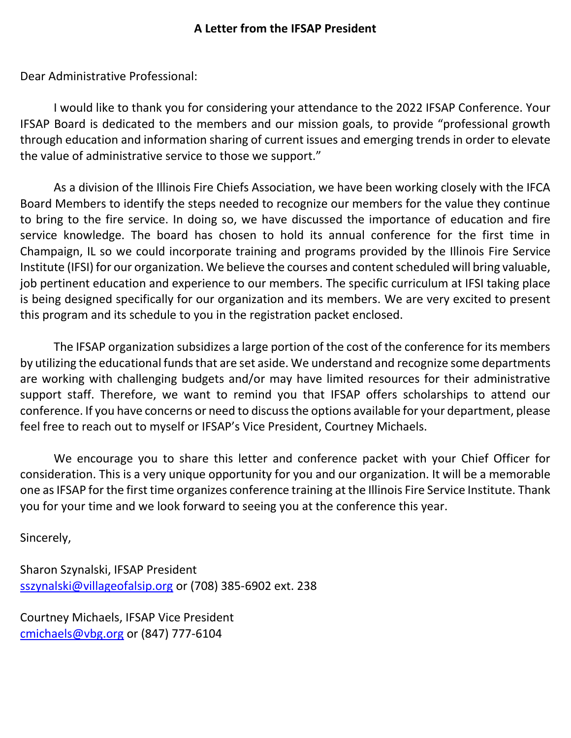**A Letter from the IFSAP President**

Dear Administrative Professional:

I would like to thank you for considering your attendance to the 2022 IFSAP Conference. Your IFSAP Board is dedicated to the members and our mission goals, to provide "professional growth through education and information sharing of current issues and emerging trends in order to elevate the value of administrative service to those we support."

As a division of the Illinois Fire Chiefs Association, we have been working closely with the IFCA Board Members to identify the steps needed to recognize our members for the value they continue to bring to the fire service. In doing so, we have discussed the importance of education and fire service knowledge. The board has chosen to hold its annual conference for the first time in Champaign, IL so we could incorporate training and programs provided by the Illinois Fire Service Institute (IFSI) for our organization. We believe the courses and content scheduled will bring valuable, job pertinent education and experience to our members. The specific curriculum at IFSI taking place is being designed specifically for our organization and its members. We are very excited to present this program and its schedule to you in the registration packet enclosed.

The IFSAP organization subsidizes a large portion of the cost of the conference for its members by utilizing the educational funds that are set aside. We understand and recognize some departments are working with challenging budgets and/or may have limited resources for their administrative support staff. Therefore, we want to remind you that IFSAP offers scholarships to attend our conference. If you have concerns or need to discuss the options available for your department, please feel free to reach out to myself or IFSAP's Vice President, Courtney Michaels.

We encourage you to share this letter and conference packet with your Chief Officer for consideration. This is a very unique opportunity for you and our organization. It will be a memorable one as IFSAP for the first time organizes conference training at the Illinois Fire Service Institute. Thank you for your time and we look forward to seeing you at the conference this year.

Sincerely,

Sharon Szynalski, IFSAP President
sszynalski@villageofalsip.org or (708) 385-6902 ext. 238

Courtney Michaels, IFSAP Vice President
cmichaels@vbg.org or (847) 777-6104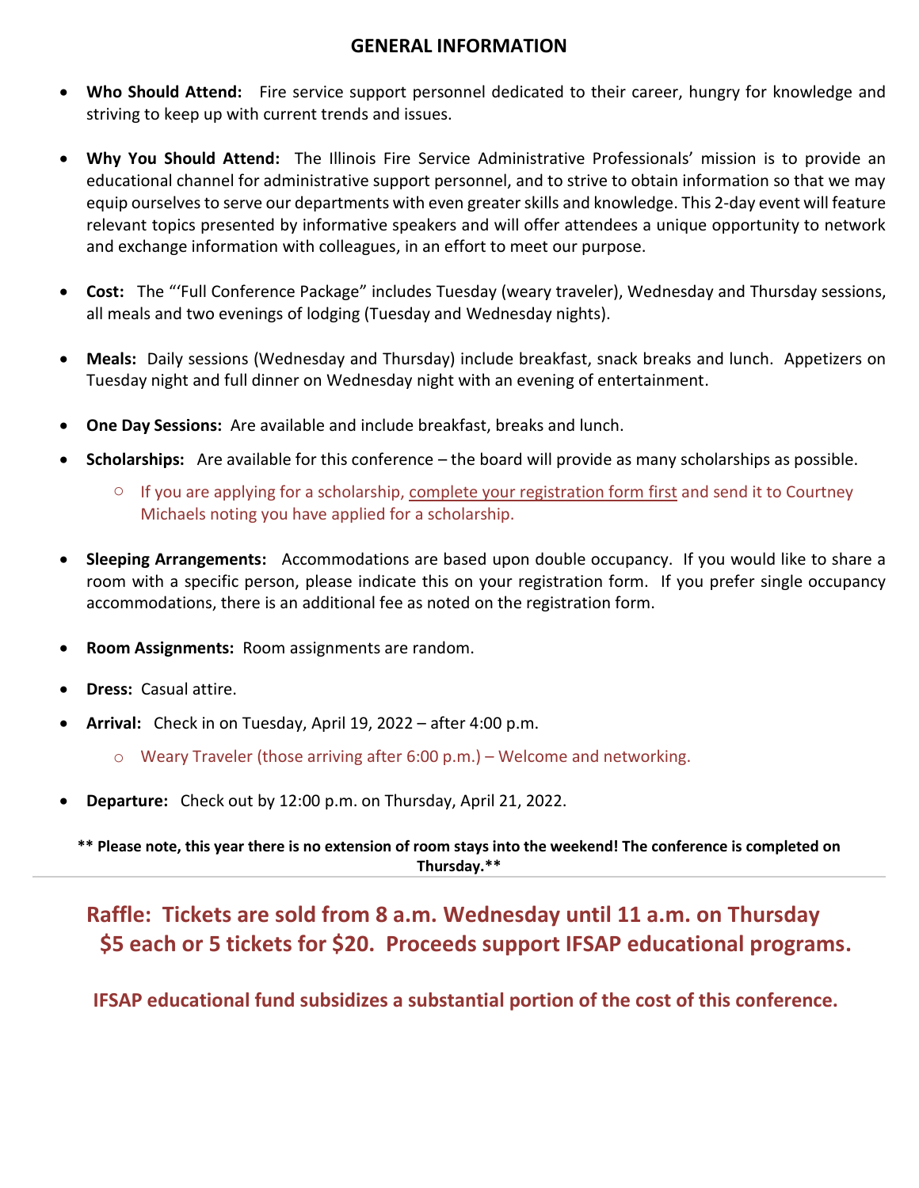## GENERAL INFORMATION

- **Who Should Attend:** Fire service support personnel dedicated to their career, hungry for knowledge and striving to keep up with current trends and issues.

- **Why You Should Attend:** The Illinois Fire Service Administrative Professionals' mission is to provide an educational channel for administrative support personnel, and to strive to obtain information so that we may equip ourselves to serve our departments with even greater skills and knowledge. This 2-day event will feature relevant topics presented by informative speakers and will offer attendees a unique opportunity to network and exchange information with colleagues, in an effort to meet our purpose.

- **Cost:** The "'Full Conference Package" includes Tuesday (weary traveler), Wednesday and Thursday sessions, all meals and two evenings of lodging (Tuesday and Wednesday nights).

- **Meals:** Daily sessions (Wednesday and Thursday) include breakfast, snack breaks and lunch. Appetizers on Tuesday night and full dinner on Wednesday night with an evening of entertainment.

- **One Day Sessions:** Are available and include breakfast, breaks and lunch.

- **Scholarships:** Are available for this conference – the board will provide as many scholarships as possible.
  - If you are applying for a scholarship, complete your registration form first and send it to Courtney Michaels noting you have applied for a scholarship.

- **Sleeping Arrangements:** Accommodations are based upon double occupancy. If you would like to share a room with a specific person, please indicate this on your registration form. If you prefer single occupancy accommodations, there is an additional fee as noted on the registration form.

- **Room Assignments:** Room assignments are random.

- **Dress:** Casual attire.

- **Arrival:** Check in on Tuesday, April 19, 2022 – after 4:00 p.m.
  - Weary Traveler (those arriving after 6:00 p.m.) – Welcome and networking.

- **Departure:** Check out by 12:00 p.m. on Thursday, April 21, 2022.

**** Please note, this year there is no extension of room stays into the weekend! The conference is completed on Thursday.****

---

**Raffle: Tickets are sold from 8 a.m. Wednesday until 11 a.m. on Thursday $5 each or 5 tickets for $20. Proceeds support IFSAP educational programs.**

**IFSAP educational fund subsidizes a substantial portion of the cost of this conference.**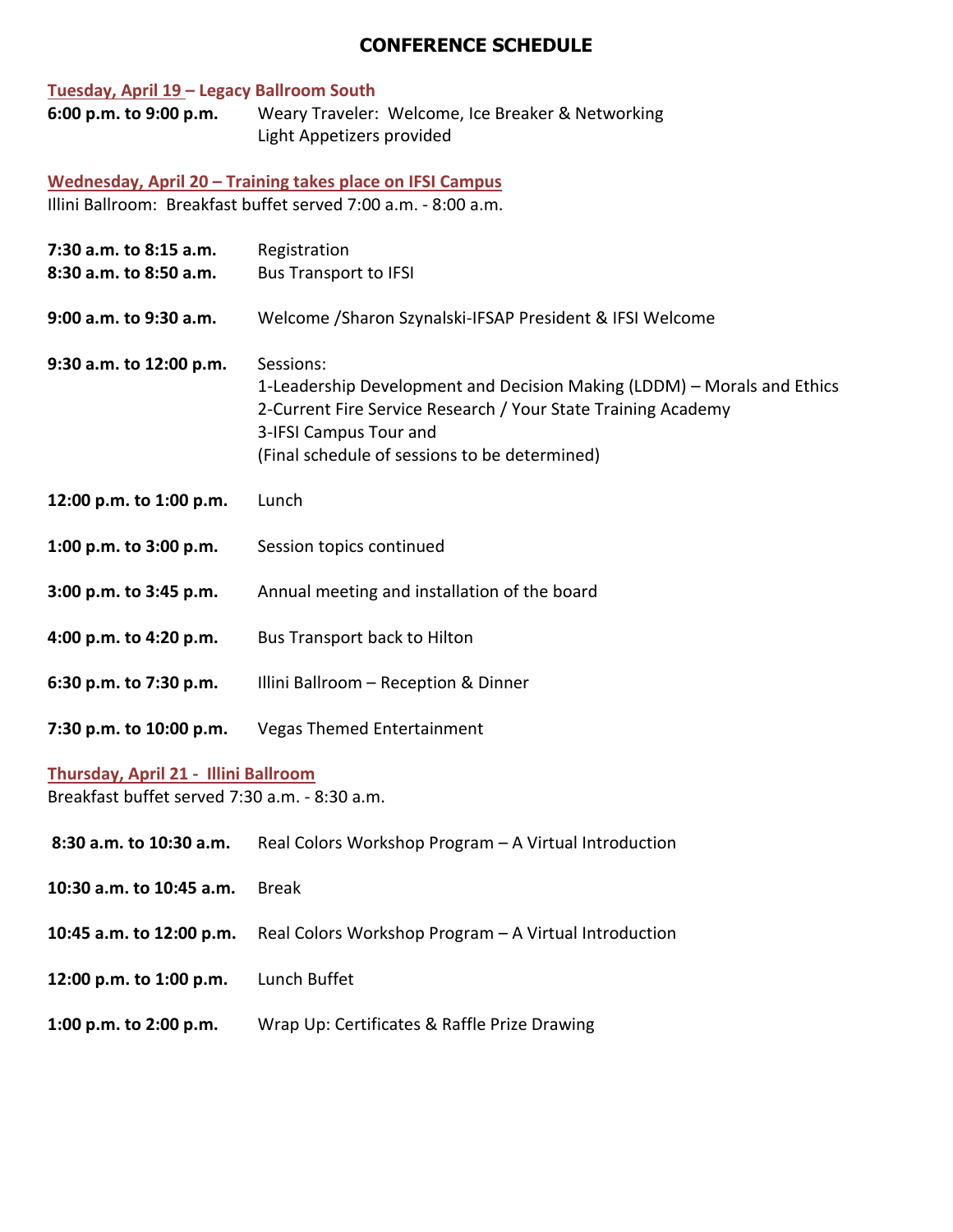# CONFERENCE SCHEDULE

**Tuesday, April 19 – Legacy Ballroom South**

**6:00 p.m. to 9:00 p.m.** Weary Traveler: Welcome, Ice Breaker & Networking
Light Appetizers provided

**Wednesday, April 20 – Training takes place on IFSI Campus**

Illini Ballroom: Breakfast buffet served 7:00 a.m. - 8:00 a.m.

**7:30 a.m. to 8:15 a.m.** Registration

**8:30 a.m. to 8:50 a.m.** Bus Transport to IFSI

**9:00 a.m. to 9:30 a.m.** Welcome /Sharon Szynalski-IFSAP President & IFSI Welcome

**9:30 a.m. to 12:00 p.m.** Sessions:
1-Leadership Development and Decision Making (LDDM) – Morals and Ethics
2-Current Fire Service Research / Your State Training Academy
3-IFSI Campus Tour and
(Final schedule of sessions to be determined)

**12:00 p.m. to 1:00 p.m.** Lunch

**1:00 p.m. to 3:00 p.m.** Session topics continued

**3:00 p.m. to 3:45 p.m.** Annual meeting and installation of the board

**4:00 p.m. to 4:20 p.m.** Bus Transport back to Hilton

**6:30 p.m. to 7:30 p.m.** Illini Ballroom – Reception & Dinner

**7:30 p.m. to 10:00 p.m.** Vegas Themed Entertainment

**Thursday, April 21 - Illini Ballroom**

Breakfast buffet served 7:30 a.m. - 8:30 a.m.

**8:30 a.m. to 10:30 a.m.** Real Colors Workshop Program – A Virtual Introduction

**10:30 a.m. to 10:45 a.m.** Break

**10:45 a.m. to 12:00 p.m.** Real Colors Workshop Program – A Virtual Introduction

**12:00 p.m. to 1:00 p.m.** Lunch Buffet

**1:00 p.m. to 2:00 p.m.** Wrap Up: Certificates & Raffle Prize Drawing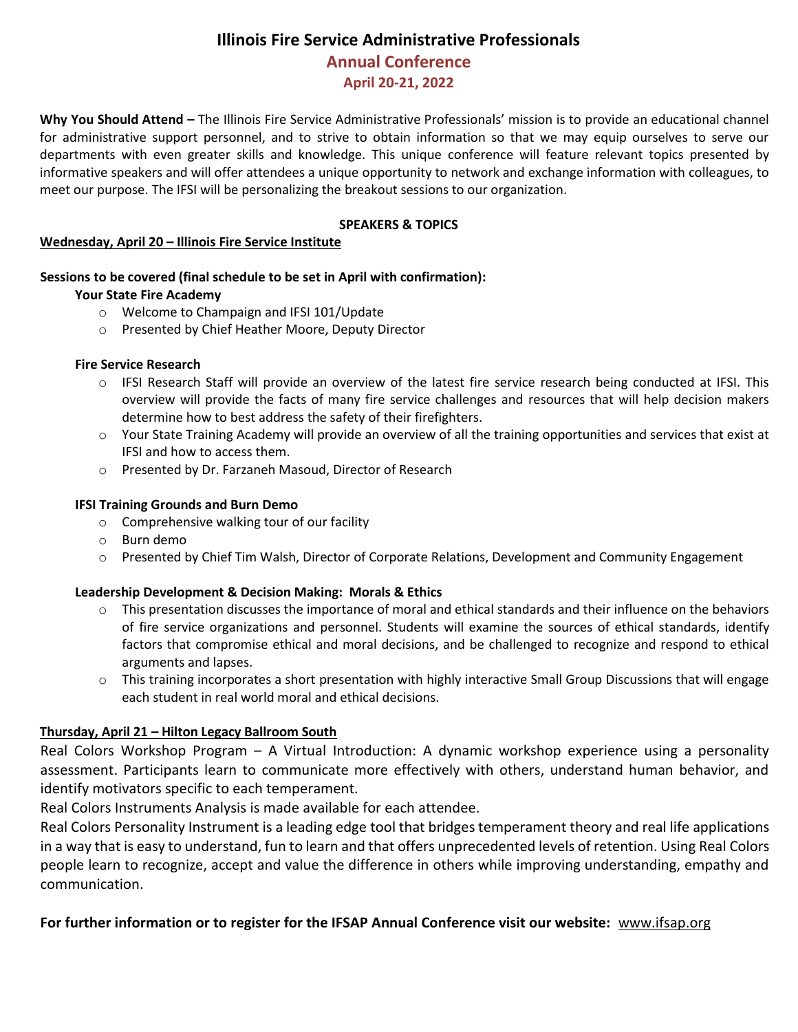# Illinois Fire Service Administrative Professionals

## Annual Conference

### April 20-21, 2022

**Why You Should Attend –** The Illinois Fire Service Administrative Professionals' mission is to provide an educational channel for administrative support personnel, and to strive to obtain information so that we may equip ourselves to serve our departments with even greater skills and knowledge. This unique conference will feature relevant topics presented by informative speakers and will offer attendees a unique opportunity to network and exchange information with colleagues, to meet our purpose. The IFSI will be personalizing the breakout sessions to our organization.

**SPEAKERS & TOPICS**

**Wednesday, April 20 – Illinois Fire Service Institute**

**Sessions to be covered (final schedule to be set in April with confirmation):**

**Your State Fire Academy**

- Welcome to Champaign and IFSI 101/Update
- Presented by Chief Heather Moore, Deputy Director

**Fire Service Research**

- IFSI Research Staff will provide an overview of the latest fire service research being conducted at IFSI. This overview will provide the facts of many fire service challenges and resources that will help decision makers determine how to best address the safety of their firefighters.
- Your State Training Academy will provide an overview of all the training opportunities and services that exist at IFSI and how to access them.
- Presented by Dr. Farzaneh Masoud, Director of Research

**IFSI Training Grounds and Burn Demo**

- Comprehensive walking tour of our facility
- Burn demo
- Presented by Chief Tim Walsh, Director of Corporate Relations, Development and Community Engagement

**Leadership Development & Decision Making: Morals & Ethics**

- This presentation discusses the importance of moral and ethical standards and their influence on the behaviors of fire service organizations and personnel. Students will examine the sources of ethical standards, identify factors that compromise ethical and moral decisions, and be challenged to recognize and respond to ethical arguments and lapses.
- This training incorporates a short presentation with highly interactive Small Group Discussions that will engage each student in real world moral and ethical decisions.

**Thursday, April 21 – Hilton Legacy Ballroom South**

Real Colors Workshop Program – A Virtual Introduction: A dynamic workshop experience using a personality assessment. Participants learn to communicate more effectively with others, understand human behavior, and identify motivators specific to each temperament.

Real Colors Instruments Analysis is made available for each attendee.

Real Colors Personality Instrument is a leading edge tool that bridges temperament theory and real life applications in a way that is easy to understand, fun to learn and that offers unprecedented levels of retention. Using Real Colors people learn to recognize, accept and value the difference in others while improving understanding, empathy and communication.

**For further information or to register for the IFSAP Annual Conference visit our website:** www.ifsap.org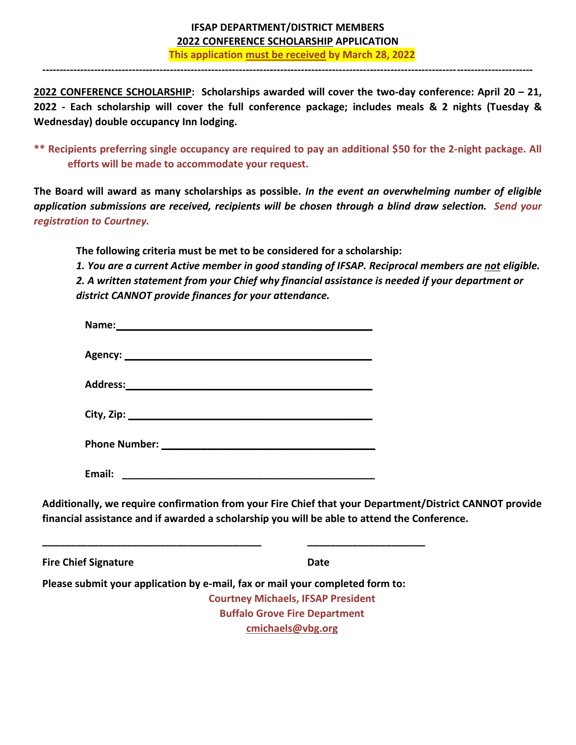# IFSAP DEPARTMENT/DISTRICT MEMBERS

## 2022 CONFERENCE SCHOLARSHIP APPLICATION

**This application must be received by March 28, 2022**

---

**2022 CONFERENCE SCHOLARSHIP: Scholarships awarded will cover the two-day conference: April 20 – 21, 2022 - Each scholarship will cover the full conference package; includes meals & 2 nights (Tuesday & Wednesday) double occupancy Inn lodging.**

**** Recipients preferring single occupancy are required to pay an additional $50 for the 2-night package. All efforts will be made to accommodate your request.**

**The Board will award as many scholarships as possible. *In the event an overwhelming number of eligible application submissions are received, recipients will be chosen through a blind draw selection. Send your registration to Courtney.***

**The following criteria must be met to be considered for a scholarship:**

***1. You are a current Active member in good standing of IFSAP. Reciprocal members are not eligible.***

***2. A written statement from your Chief why financial assistance is needed if your department or district CANNOT provide finances for your attendance.***

**Name:** ____________________________________________

**Agency:** ____________________________________________

**Address:** ____________________________________________

**City, Zip:** ____________________________________________

**Phone Number:** ____________________________________________

**Email:** ____________________________________________

**Additionally, we require confirmation from your Fire Chief that your Department/District CANNOT provide financial assistance and if awarded a scholarship you will be able to attend the Conference.**

________________________________________ ______________________

**Fire Chief Signature** **Date**

**Please submit your application by e-mail, fax or mail your completed form to:**

**Courtney Michaels, IFSAP President**
**Buffalo Grove Fire Department**
**cmichaels@vbg.org**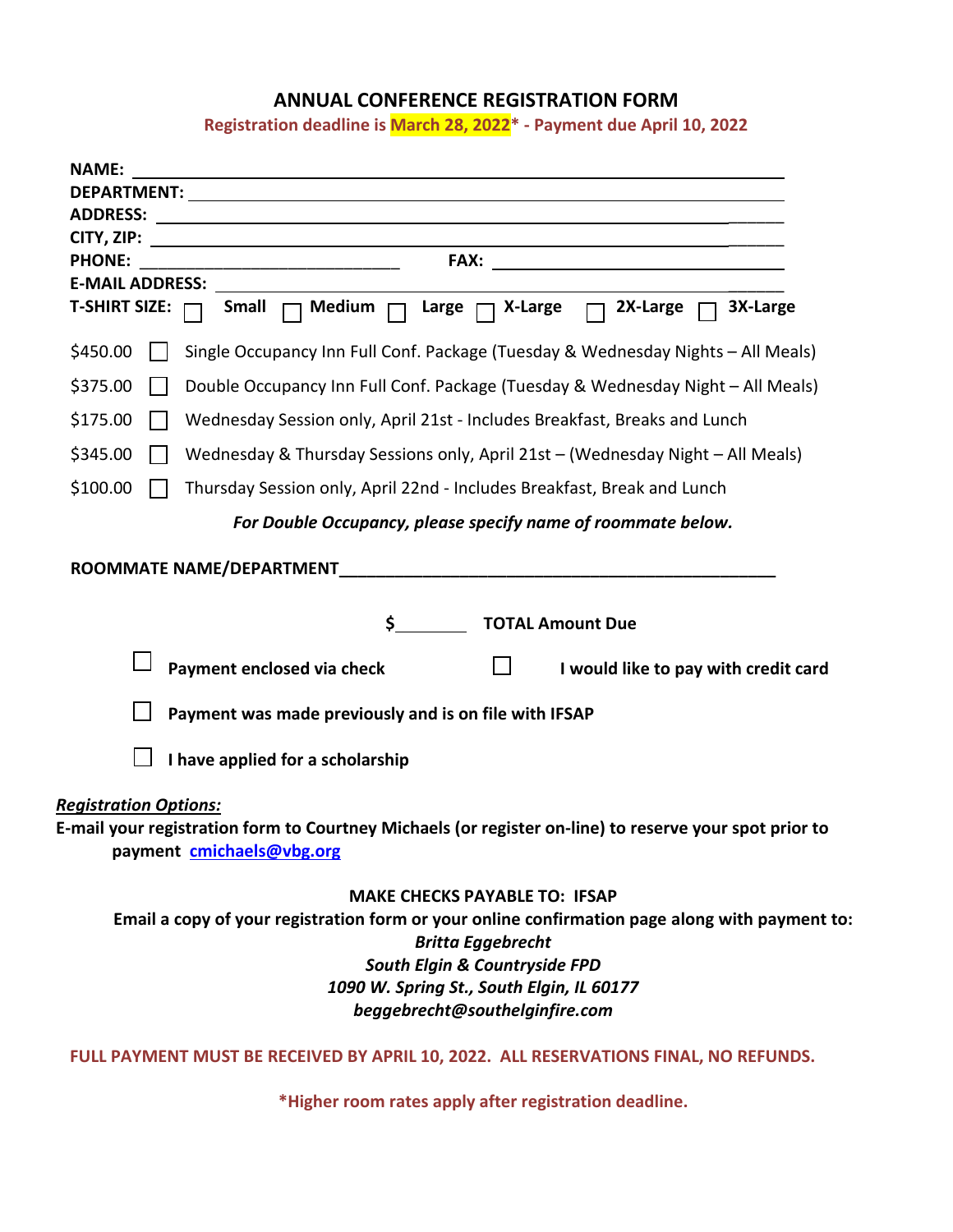# ANNUAL CONFERENCE REGISTRATION FORM

**Registration deadline is March 28, 2022* - Payment due April 10, 2022**

**NAME:** ______________________________

**DEPARTMENT:** ______________________________

**ADDRESS:** ______________________________

**CITY, ZIP:** ______________________________

**PHONE:** ______________________________ **FAX:** ______________________________

**E-MAIL ADDRESS:** ______________________________

**T-SHIRT SIZE:** ☐ Small ☐ Medium ☐ Large ☐ X-Large ☐ 2X-Large ☐ 3X-Large

$450.00 ☐ Single Occupancy Inn Full Conf. Package (Tuesday & Wednesday Nights – All Meals)

$375.00 ☐ Double Occupancy Inn Full Conf. Package (Tuesday & Wednesday Night – All Meals)

$175.00 ☐ Wednesday Session only, April 21st - Includes Breakfast, Breaks and Lunch

$345.00 ☐ Wednesday & Thursday Sessions only, April 21st – (Wednesday Night – All Meals)

$100.00 ☐ Thursday Session only, April 22nd - Includes Breakfast, Break and Lunch

***For Double Occupancy, please specify name of roommate below.***

**ROOMMATE NAME/DEPARTMENT**______________________________

**$**________ **TOTAL Amount Due**

☐ **Payment enclosed via check** ☐ **I would like to pay with credit card**

☐ **Payment was made previously and is on file with IFSAP**

☐ **I have applied for a scholarship**

***Registration Options:***

**E-mail your registration form to Courtney Michaels (or register on-line) to reserve your spot prior to payment** **cmichaels@vbg.org**

**MAKE CHECKS PAYABLE TO: IFSAP**

**Email a copy of your registration form or your online confirmation page along with payment to:**

***Britta Eggebrecht***
***South Elgin & Countryside FPD***
***1090 W. Spring St., South Elgin, IL 60177***
***beggebrecht@southelginfire.com***

**FULL PAYMENT MUST BE RECEIVED BY APRIL 10, 2022. ALL RESERVATIONS FINAL, NO REFUNDS.**

***Higher room rates apply after registration deadline.**